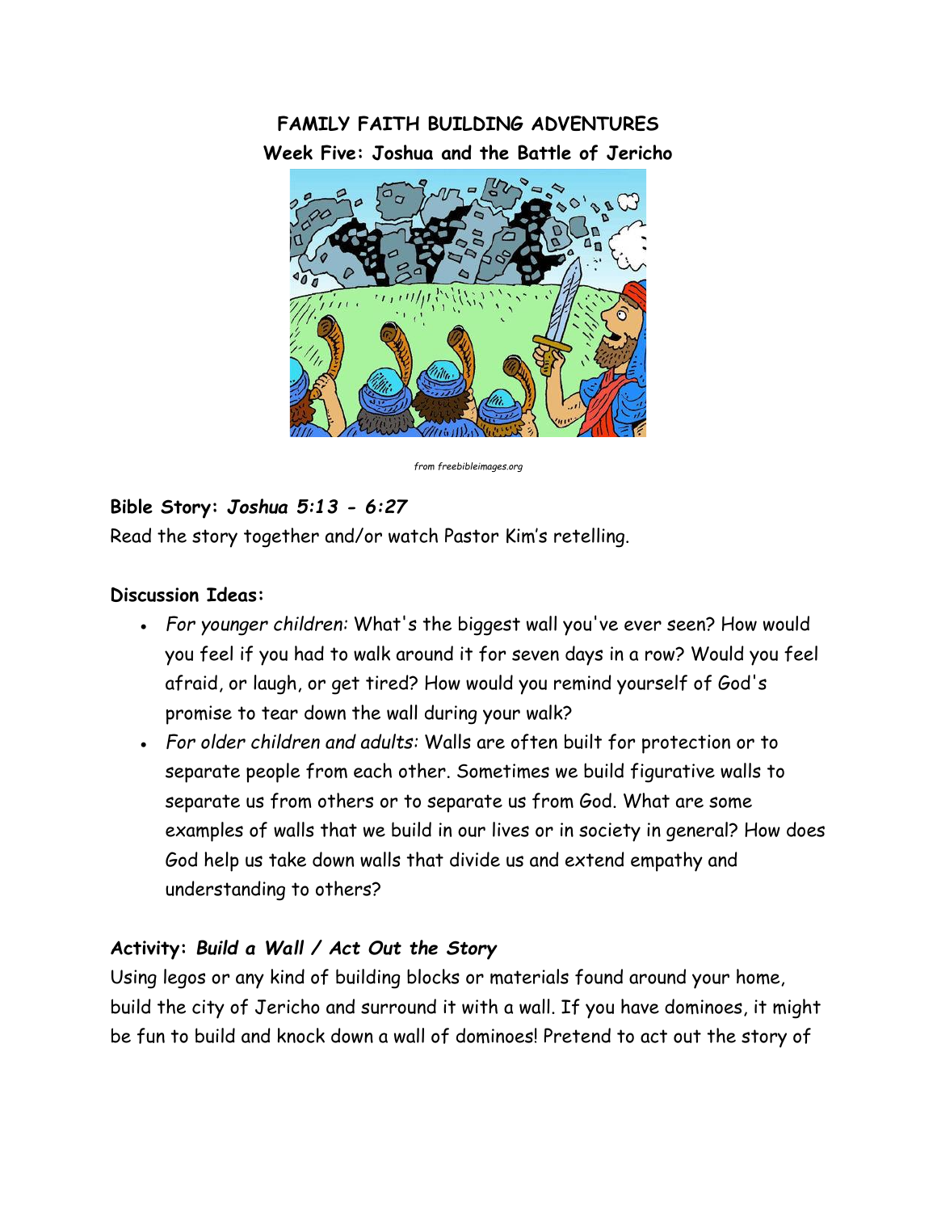# FAMILY FAITH BUILDING ADVENTURES

## Week Five: Joshua and the Battle of Jericho

*from freebibleimages.org*

**Bible Story:** ***Joshua 5:13 - 6:27***

Read the story together and/or watch Pastor Kim's retelling.

**Discussion Ideas:**

- *For younger children:* What's the biggest wall you've ever seen? How would you feel if you had to walk around it for seven days in a row? Would you feel afraid, or laugh, or get tired? How would you remind yourself of God's promise to tear down the wall during your walk?
- *For older children and adults:* Walls are often built for protection or to separate people from each other. Sometimes we build figurative walls to separate us from others or to separate us from God. What are some examples of walls that we build in our lives or in society in general? How does God help us take down walls that divide us and extend empathy and understanding to others?

***Activity: Build a Wall / Act Out the Story***

Using legos or any kind of building blocks or materials found around your home, build the city of Jericho and surround it with a wall. If you have dominoes, it might be fun to build and knock down a wall of dominoes! Pretend to act out the story of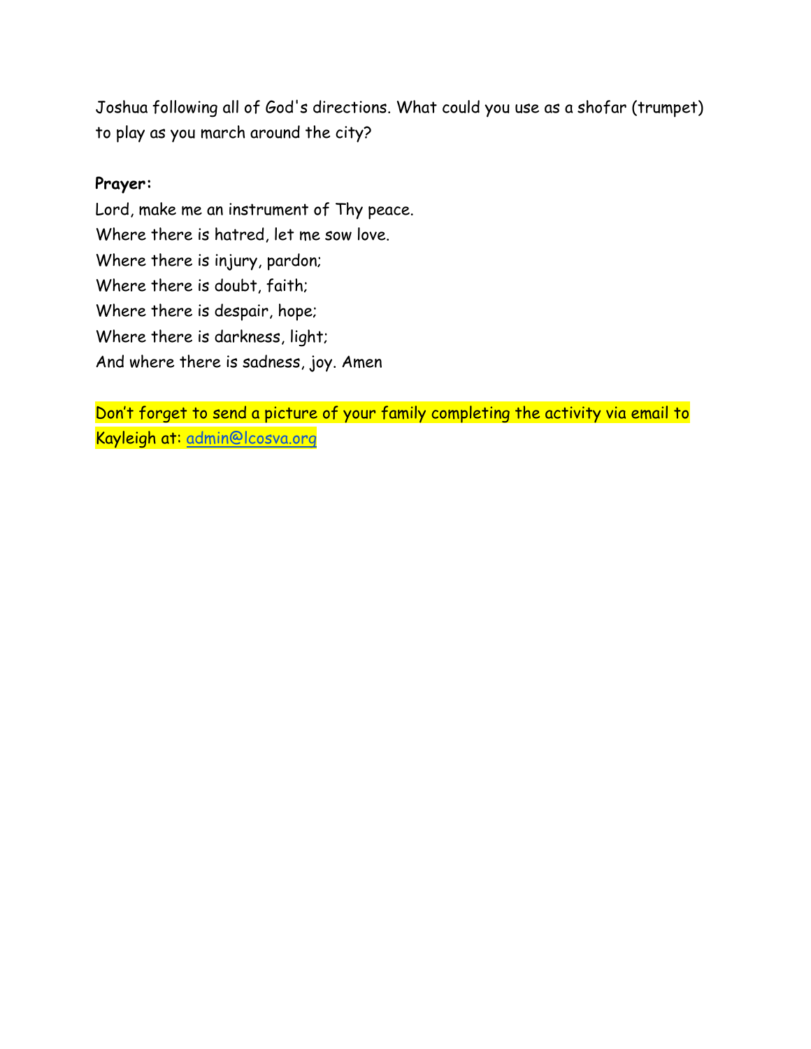Joshua following all of God's directions. What could you use as a shofar (trumpet) to play as you march around the city?

**Prayer:**

Lord, make me an instrument of Thy peace.
Where there is hatred, let me sow love.
Where there is injury, pardon;
Where there is doubt, faith;
Where there is despair, hope;
Where there is darkness, light;
And where there is sadness, joy. Amen

Don't forget to send a picture of your family completing the activity via email to Kayleigh at: admin@lcosva.org